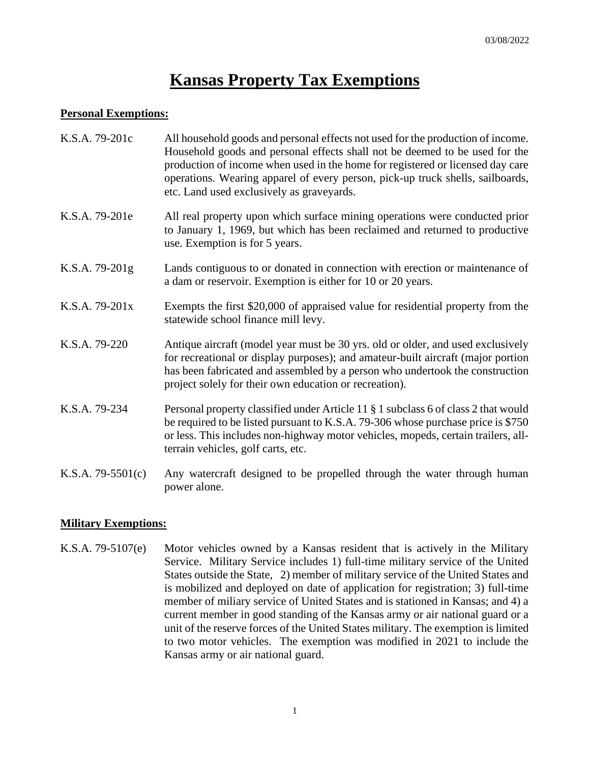# Kansas Property Tax Exemptions

03/08/2022

## Personal Exemptions:

| | |
|---|---|
| K.S.A. 79-201c | All household goods and personal effects not used for the production of income. Household goods and personal effects shall not be deemed to be used for the production of income when used in the home for registered or licensed day care operations. Wearing apparel of every person, pick-up truck shells, sailboards, etc. Land used exclusively as graveyards. |
| K.S.A. 79-201e | All real property upon which surface mining operations were conducted prior to January 1, 1969, but which has been reclaimed and returned to productive use. Exemption is for 5 years. |
| K.S.A. 79-201g | Lands contiguous to or donated in connection with erection or maintenance of a dam or reservoir. Exemption is either for 10 or 20 years. |
| K.S.A. 79-201x | Exempts the first $20,000 of appraised value for residential property from the statewide school finance mill levy. |
| K.S.A. 79-220 | Antique aircraft (model year must be 30 yrs. old or older, and used exclusively for recreational or display purposes); and amateur-built aircraft (major portion has been fabricated and assembled by a person who undertook the construction project solely for their own education or recreation). |
| K.S.A. 79-234 | Personal property classified under Article 11 § 1 subclass 6 of class 2 that would be required to be listed pursuant to K.S.A. 79-306 whose purchase price is $750 or less. This includes non-highway motor vehicles, mopeds, certain trailers, all-terrain vehicles, golf carts, etc. |
| K.S.A. 79-5501(c) | Any watercraft designed to be propelled through the water through human power alone. |

## Military Exemptions:

| | |
|---|---|
| K.S.A. 79-5107(e) | Motor vehicles owned by a Kansas resident that is actively in the Military Service. Military Service includes 1) full-time military service of the United States outside the State, 2) member of military service of the United States and is mobilized and deployed on date of application for registration; 3) full-time member of miliary service of United States and is stationed in Kansas; and 4) a current member in good standing of the Kansas army or air national guard or a unit of the reserve forces of the United States military. The exemption is limited to two motor vehicles. The exemption was modified in 2021 to include the Kansas army or air national guard. |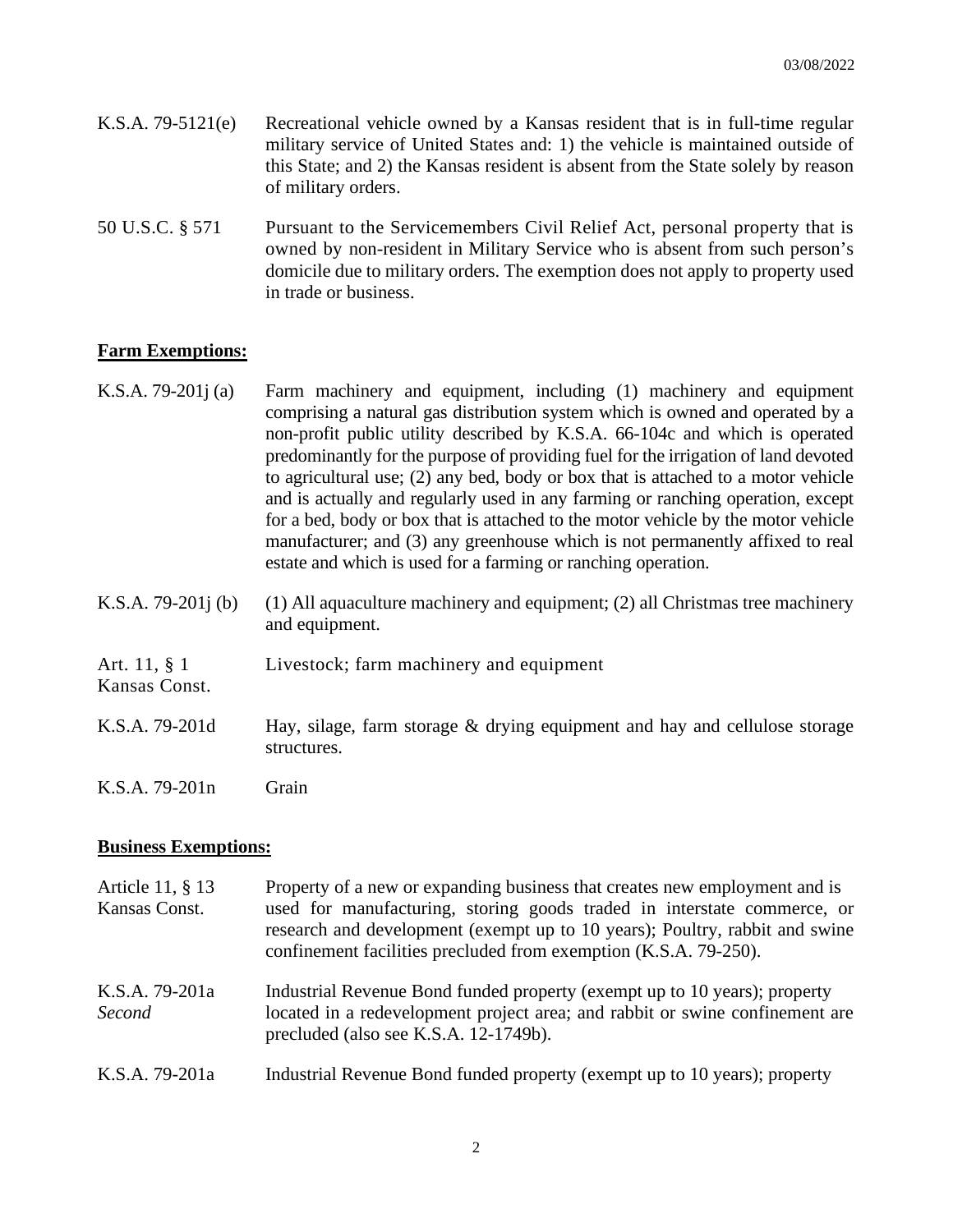| | |
|---|---|
| K.S.A. 79-5121(e) | Recreational vehicle owned by a Kansas resident that is in full-time regular military service of United States and: 1) the vehicle is maintained outside of this State; and 2) the Kansas resident is absent from the State solely by reason of military orders. |
| 50 U.S.C. § 571 | Pursuant to the Servicemembers Civil Relief Act, personal property that is owned by non-resident in Military Service who is absent from such person's domicile due to military orders. The exemption does not apply to property used in trade or business. |

**Farm Exemptions:**

| | |
|---|---|
| K.S.A. 79-201j (a) | Farm machinery and equipment, including (1) machinery and equipment comprising a natural gas distribution system which is owned and operated by a non-profit public utility described by K.S.A. 66-104c and which is operated predominantly for the purpose of providing fuel for the irrigation of land devoted to agricultural use; (2) any bed, body or box that is attached to a motor vehicle and is actually and regularly used in any farming or ranching operation, except for a bed, body or box that is attached to the motor vehicle by the motor vehicle manufacturer; and (3) any greenhouse which is not permanently affixed to real estate and which is used for a farming or ranching operation. |
| K.S.A. 79-201j (b) | (1) All aquaculture machinery and equipment; (2) all Christmas tree machinery and equipment. |
| Art. 11, § 1 Kansas Const. | Livestock; farm machinery and equipment |
| K.S.A. 79-201d | Hay, silage, farm storage & drying equipment and hay and cellulose storage structures. |
| K.S.A. 79-201n | Grain |

**Business Exemptions:**

| | |
|---|---|
| Article 11, § 13 Kansas Const. | Property of a new or expanding business that creates new employment and is used for manufacturing, storing goods traded in interstate commerce, or research and development (exempt up to 10 years); Poultry, rabbit and swine confinement facilities precluded from exemption (K.S.A. 79-250). |
| K.S.A. 79-201a *Second* | Industrial Revenue Bond funded property (exempt up to 10 years); property located in a redevelopment project area; and rabbit or swine confinement are precluded (also see K.S.A. 12-1749b). |
| K.S.A. 79-201a | Industrial Revenue Bond funded property (exempt up to 10 years); property |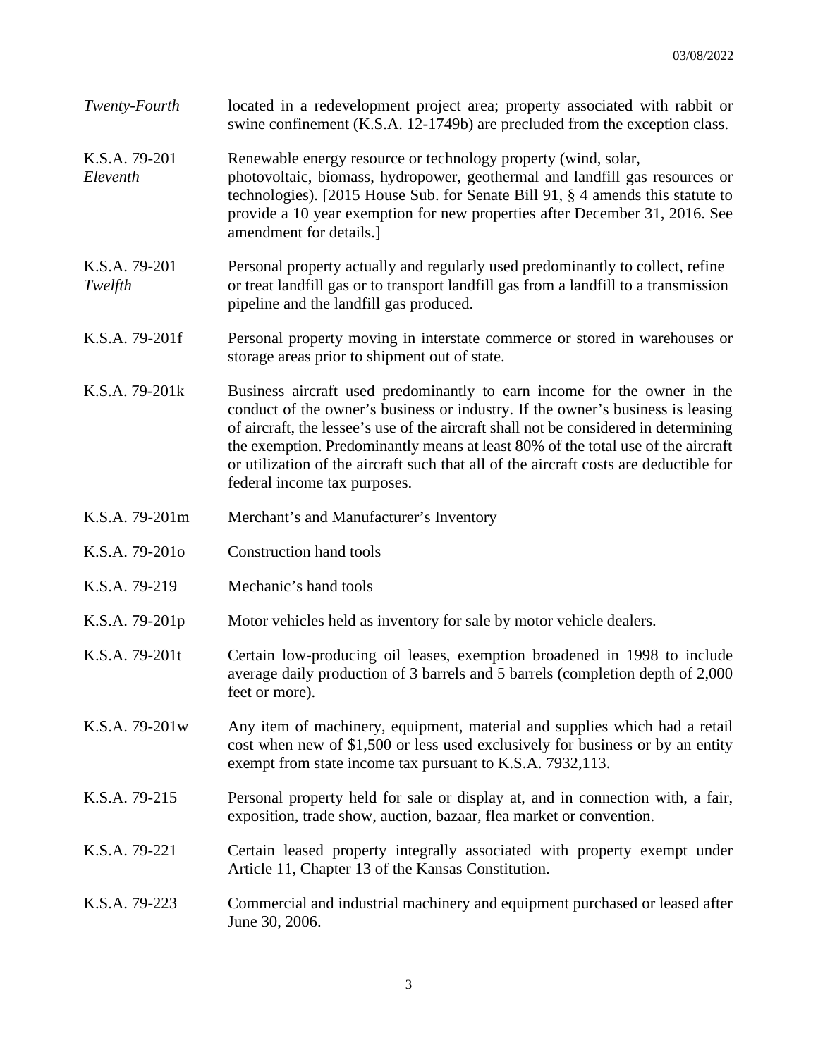| | |
|---|---|
| *Twenty-Fourth* | located in a redevelopment project area; property associated with rabbit or swine confinement (K.S.A. 12-1749b) are precluded from the exception class. |
| K.S.A. 79-201 *Eleventh* | Renewable energy resource or technology property (wind, solar, photovoltaic, biomass, hydropower, geothermal and landfill gas resources or technologies). [2015 House Sub. for Senate Bill 91, § 4 amends this statute to provide a 10 year exemption for new properties after December 31, 2016. See amendment for details.] |
| K.S.A. 79-201 *Twelfth* | Personal property actually and regularly used predominantly to collect, refine or treat landfill gas or to transport landfill gas from a landfill to a transmission pipeline and the landfill gas produced. |
| K.S.A. 79-201f | Personal property moving in interstate commerce or stored in warehouses or storage areas prior to shipment out of state. |
| K.S.A. 79-201k | Business aircraft used predominantly to earn income for the owner in the conduct of the owner's business or industry. If the owner's business is leasing of aircraft, the lessee's use of the aircraft shall not be considered in determining the exemption. Predominantly means at least 80% of the total use of the aircraft or utilization of the aircraft such that all of the aircraft costs are deductible for federal income tax purposes. |
| K.S.A. 79-201m | Merchant's and Manufacturer's Inventory |
| K.S.A. 79-201o | Construction hand tools |
| K.S.A. 79-219 | Mechanic's hand tools |
| K.S.A. 79-201p | Motor vehicles held as inventory for sale by motor vehicle dealers. |
| K.S.A. 79-201t | Certain low-producing oil leases, exemption broadened in 1998 to include average daily production of 3 barrels and 5 barrels (completion depth of 2,000 feet or more). |
| K.S.A. 79-201w | Any item of machinery, equipment, material and supplies which had a retail cost when new of $1,500 or less used exclusively for business or by an entity exempt from state income tax pursuant to K.S.A. 7932,113. |
| K.S.A. 79-215 | Personal property held for sale or display at, and in connection with, a fair, exposition, trade show, auction, bazaar, flea market or convention. |
| K.S.A. 79-221 | Certain leased property integrally associated with property exempt under Article 11, Chapter 13 of the Kansas Constitution. |
| K.S.A. 79-223 | Commercial and industrial machinery and equipment purchased or leased after June 30, 2006. |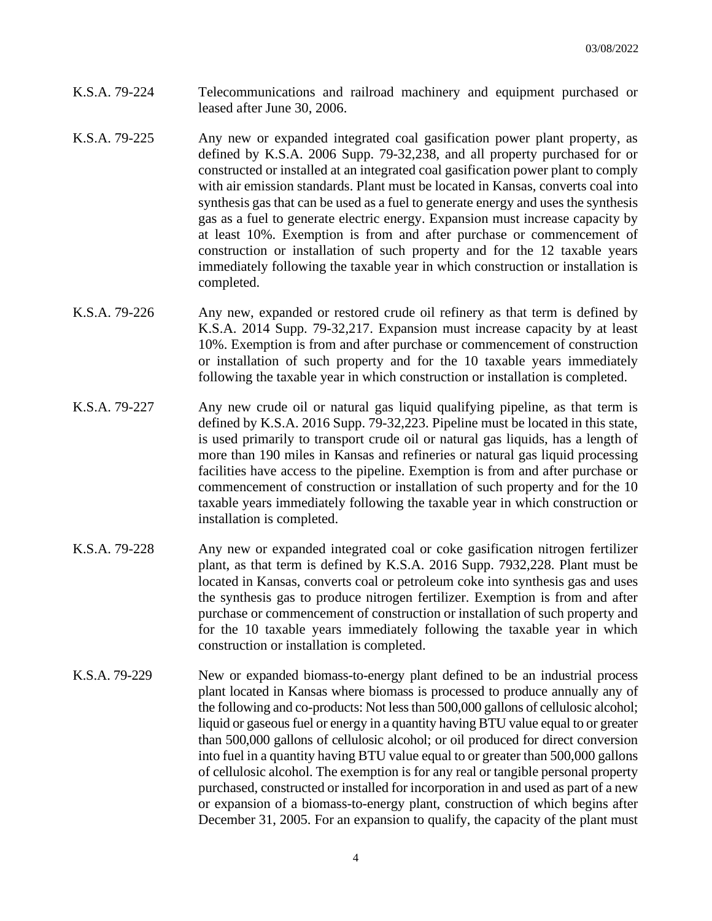K.S.A. 79-224 Telecommunications and railroad machinery and equipment purchased or leased after June 30, 2006.

K.S.A. 79-225 Any new or expanded integrated coal gasification power plant property, as defined by K.S.A. 2006 Supp. 79-32,238, and all property purchased for or constructed or installed at an integrated coal gasification power plant to comply with air emission standards. Plant must be located in Kansas, converts coal into synthesis gas that can be used as a fuel to generate energy and uses the synthesis gas as a fuel to generate electric energy. Expansion must increase capacity by at least 10%. Exemption is from and after purchase or commencement of construction or installation of such property and for the 12 taxable years immediately following the taxable year in which construction or installation is completed.

K.S.A. 79-226 Any new, expanded or restored crude oil refinery as that term is defined by K.S.A. 2014 Supp. 79-32,217. Expansion must increase capacity by at least 10%. Exemption is from and after purchase or commencement of construction or installation of such property and for the 10 taxable years immediately following the taxable year in which construction or installation is completed.

K.S.A. 79-227 Any new crude oil or natural gas liquid qualifying pipeline, as that term is defined by K.S.A. 2016 Supp. 79-32,223. Pipeline must be located in this state, is used primarily to transport crude oil or natural gas liquids, has a length of more than 190 miles in Kansas and refineries or natural gas liquid processing facilities have access to the pipeline. Exemption is from and after purchase or commencement of construction or installation of such property and for the 10 taxable years immediately following the taxable year in which construction or installation is completed.

K.S.A. 79-228 Any new or expanded integrated coal or coke gasification nitrogen fertilizer plant, as that term is defined by K.S.A. 2016 Supp. 7932,228. Plant must be located in Kansas, converts coal or petroleum coke into synthesis gas and uses the synthesis gas to produce nitrogen fertilizer. Exemption is from and after purchase or commencement of construction or installation of such property and for the 10 taxable years immediately following the taxable year in which construction or installation is completed.

K.S.A. 79-229 New or expanded biomass-to-energy plant defined to be an industrial process plant located in Kansas where biomass is processed to produce annually any of the following and co-products: Not less than 500,000 gallons of cellulosic alcohol; liquid or gaseous fuel or energy in a quantity having BTU value equal to or greater than 500,000 gallons of cellulosic alcohol; or oil produced for direct conversion into fuel in a quantity having BTU value equal to or greater than 500,000 gallons of cellulosic alcohol. The exemption is for any real or tangible personal property purchased, constructed or installed for incorporation in and used as part of a new or expansion of a biomass-to-energy plant, construction of which begins after December 31, 2005. For an expansion to qualify, the capacity of the plant must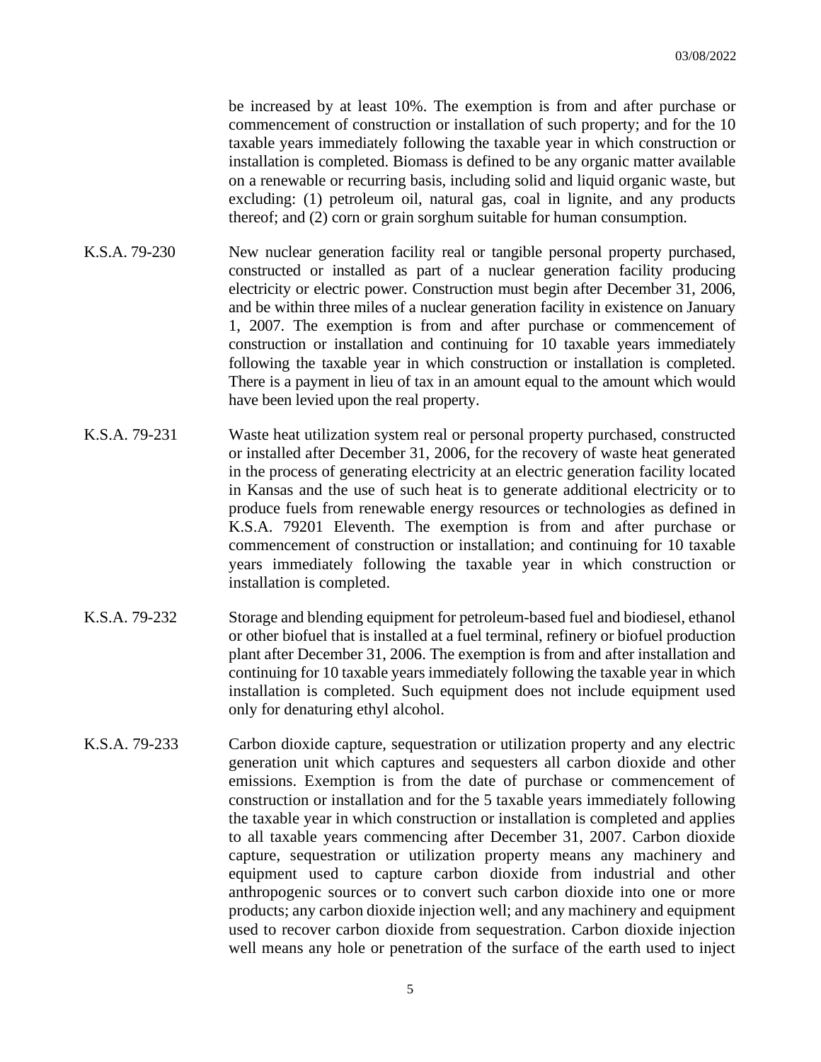be increased by at least 10%. The exemption is from and after purchase or commencement of construction or installation of such property; and for the 10 taxable years immediately following the taxable year in which construction or installation is completed. Biomass is defined to be any organic matter available on a renewable or recurring basis, including solid and liquid organic waste, but excluding: (1) petroleum oil, natural gas, coal in lignite, and any products thereof; and (2) corn or grain sorghum suitable for human consumption.

K.S.A. 79-230 New nuclear generation facility real or tangible personal property purchased, constructed or installed as part of a nuclear generation facility producing electricity or electric power. Construction must begin after December 31, 2006, and be within three miles of a nuclear generation facility in existence on January 1, 2007. The exemption is from and after purchase or commencement of construction or installation and continuing for 10 taxable years immediately following the taxable year in which construction or installation is completed. There is a payment in lieu of tax in an amount equal to the amount which would have been levied upon the real property.

K.S.A. 79-231 Waste heat utilization system real or personal property purchased, constructed or installed after December 31, 2006, for the recovery of waste heat generated in the process of generating electricity at an electric generation facility located in Kansas and the use of such heat is to generate additional electricity or to produce fuels from renewable energy resources or technologies as defined in K.S.A. 79201 Eleventh. The exemption is from and after purchase or commencement of construction or installation; and continuing for 10 taxable years immediately following the taxable year in which construction or installation is completed.

K.S.A. 79-232 Storage and blending equipment for petroleum-based fuel and biodiesel, ethanol or other biofuel that is installed at a fuel terminal, refinery or biofuel production plant after December 31, 2006. The exemption is from and after installation and continuing for 10 taxable years immediately following the taxable year in which installation is completed. Such equipment does not include equipment used only for denaturing ethyl alcohol.

K.S.A. 79-233 Carbon dioxide capture, sequestration or utilization property and any electric generation unit which captures and sequesters all carbon dioxide and other emissions. Exemption is from the date of purchase or commencement of construction or installation and for the 5 taxable years immediately following the taxable year in which construction or installation is completed and applies to all taxable years commencing after December 31, 2007. Carbon dioxide capture, sequestration or utilization property means any machinery and equipment used to capture carbon dioxide from industrial and other anthropogenic sources or to convert such carbon dioxide into one or more products; any carbon dioxide injection well; and any machinery and equipment used to recover carbon dioxide from sequestration. Carbon dioxide injection well means any hole or penetration of the surface of the earth used to inject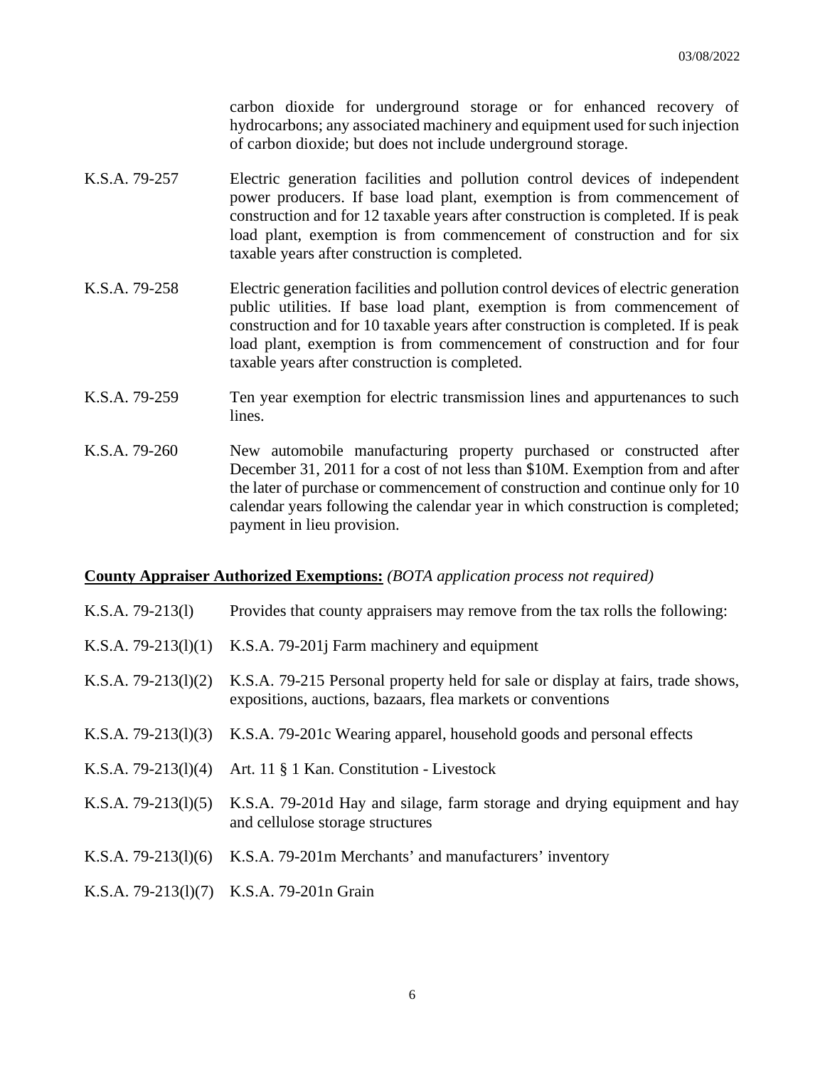carbon dioxide for underground storage or for enhanced recovery of hydrocarbons; any associated machinery and equipment used for such injection of carbon dioxide; but does not include underground storage.

K.S.A. 79-257 Electric generation facilities and pollution control devices of independent power producers. If base load plant, exemption is from commencement of construction and for 12 taxable years after construction is completed. If is peak load plant, exemption is from commencement of construction and for six taxable years after construction is completed.

K.S.A. 79-258 Electric generation facilities and pollution control devices of electric generation public utilities. If base load plant, exemption is from commencement of construction and for 10 taxable years after construction is completed. If is peak load plant, exemption is from commencement of construction and for four taxable years after construction is completed.

K.S.A. 79-259 Ten year exemption for electric transmission lines and appurtenances to such lines.

K.S.A. 79-260 New automobile manufacturing property purchased or constructed after December 31, 2011 for a cost of not less than \$10M. Exemption from and after the later of purchase or commencement of construction and continue only for 10 calendar years following the calendar year in which construction is completed; payment in lieu provision.

**County Appraiser Authorized Exemptions:** *(BOTA application process not required)*

K.S.A. 79-213(l) Provides that county appraisers may remove from the tax rolls the following:

K.S.A. 79-213(l)(1) K.S.A. 79-201j Farm machinery and equipment

K.S.A. 79-213(l)(2) K.S.A. 79-215 Personal property held for sale or display at fairs, trade shows, expositions, auctions, bazaars, flea markets or conventions

K.S.A. 79-213(l)(3) K.S.A. 79-201c Wearing apparel, household goods and personal effects

K.S.A. 79-213(l)(4) Art. 11 § 1 Kan. Constitution - Livestock

K.S.A. 79-213(l)(5) K.S.A. 79-201d Hay and silage, farm storage and drying equipment and hay and cellulose storage structures

K.S.A. 79-213(l)(6) K.S.A. 79-201m Merchants' and manufacturers' inventory

K.S.A. 79-213(l)(7) K.S.A. 79-201n Grain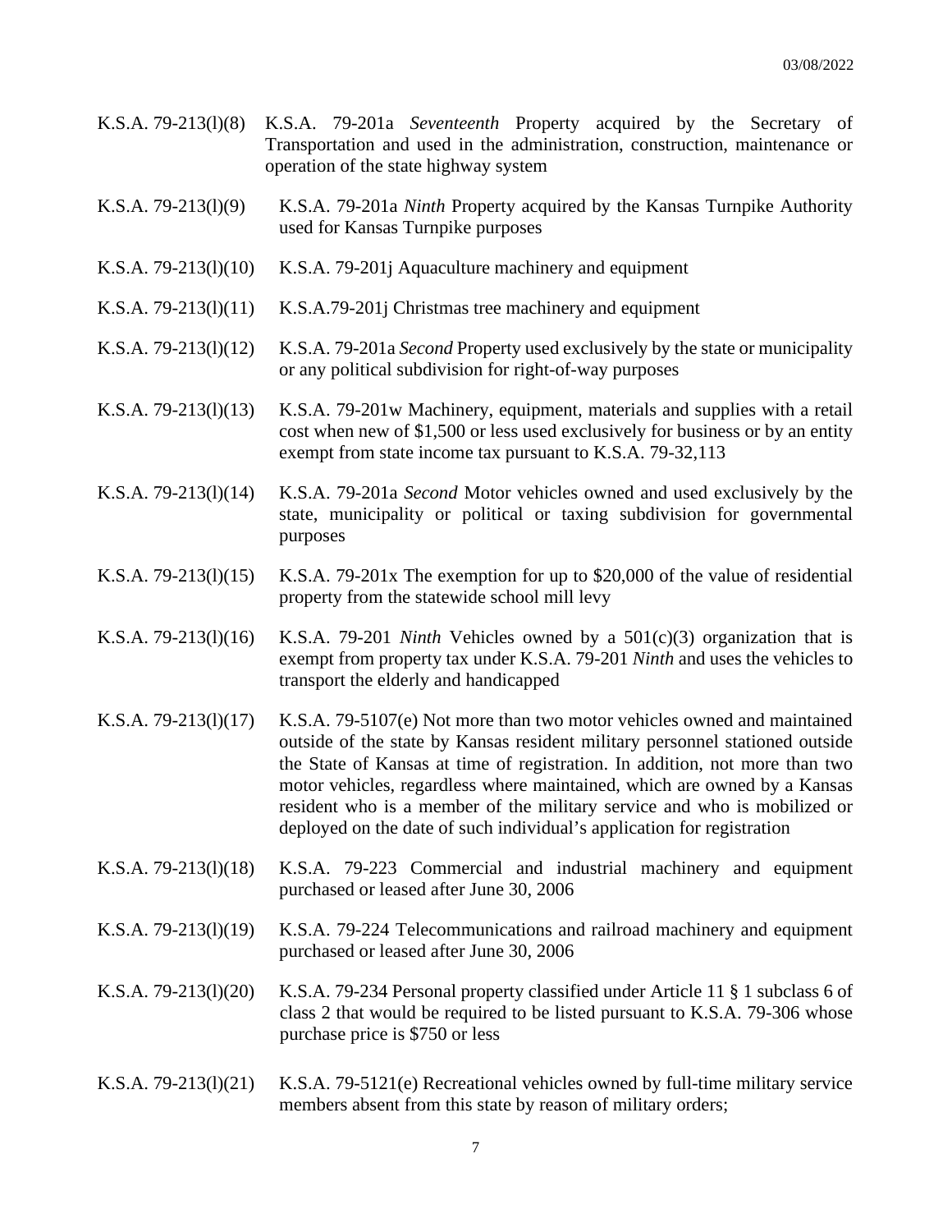K.S.A. 79-213(l)(8) K.S.A. 79-201a *Seventeenth* Property acquired by the Secretary of Transportation and used in the administration, construction, maintenance or operation of the state highway system

K.S.A. 79-213(l)(9) K.S.A. 79-201a *Ninth* Property acquired by the Kansas Turnpike Authority used for Kansas Turnpike purposes

K.S.A. 79-213(l)(10) K.S.A. 79-201j Aquaculture machinery and equipment

K.S.A. 79-213(l)(11) K.S.A.79-201j Christmas tree machinery and equipment

K.S.A. 79-213(l)(12) K.S.A. 79-201a *Second* Property used exclusively by the state or municipality or any political subdivision for right-of-way purposes

K.S.A. 79-213(l)(13) K.S.A. 79-201w Machinery, equipment, materials and supplies with a retail cost when new of $1,500 or less used exclusively for business or by an entity exempt from state income tax pursuant to K.S.A. 79-32,113

K.S.A. 79-213(l)(14) K.S.A. 79-201a *Second* Motor vehicles owned and used exclusively by the state, municipality or political or taxing subdivision for governmental purposes

K.S.A. 79-213(l)(15) K.S.A. 79-201x The exemption for up to $20,000 of the value of residential property from the statewide school mill levy

K.S.A. 79-213(l)(16) K.S.A. 79-201 *Ninth* Vehicles owned by a 501(c)(3) organization that is exempt from property tax under K.S.A. 79-201 *Ninth* and uses the vehicles to transport the elderly and handicapped

K.S.A. 79-213(l)(17) K.S.A. 79-5107(e) Not more than two motor vehicles owned and maintained outside of the state by Kansas resident military personnel stationed outside the State of Kansas at time of registration. In addition, not more than two motor vehicles, regardless where maintained, which are owned by a Kansas resident who is a member of the military service and who is mobilized or deployed on the date of such individual's application for registration

K.S.A. 79-213(l)(18) K.S.A. 79-223 Commercial and industrial machinery and equipment purchased or leased after June 30, 2006

K.S.A. 79-213(l)(19) K.S.A. 79-224 Telecommunications and railroad machinery and equipment purchased or leased after June 30, 2006

K.S.A. 79-213(l)(20) K.S.A. 79-234 Personal property classified under Article 11 § 1 subclass 6 of class 2 that would be required to be listed pursuant to K.S.A. 79-306 whose purchase price is $750 or less

K.S.A. 79-213(l)(21) K.S.A. 79-5121(e) Recreational vehicles owned by full-time military service members absent from this state by reason of military orders;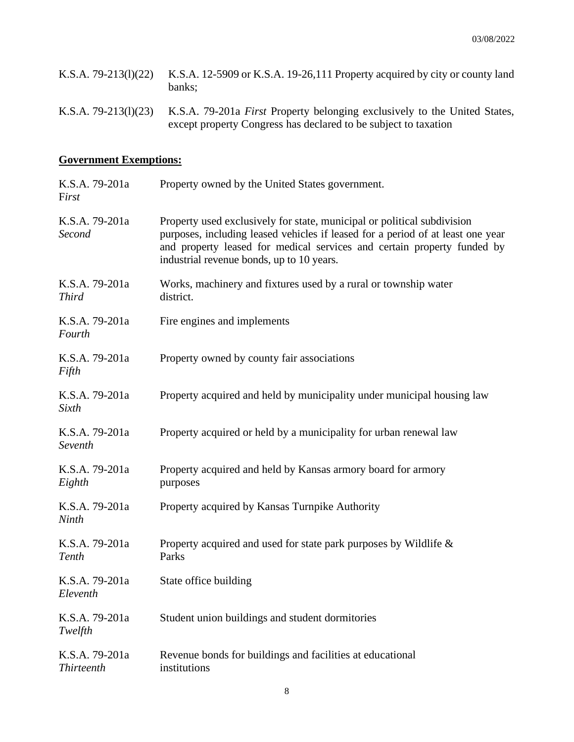| | |
|---|---|
| K.S.A. 79-213(l)(22) | K.S.A. 12-5909 or K.S.A. 19-26,111 Property acquired by city or county land banks; |
| K.S.A. 79-213(l)(23) | K.S.A. 79-201a *First* Property belonging exclusively to the United States, except property Congress has declared to be subject to taxation |

**Government Exemptions:**

| | |
|---|---|
| K.S.A. 79-201a F*irst* | Property owned by the United States government. |
| K.S.A. 79-201a *Second* | Property used exclusively for state, municipal or political subdivision purposes, including leased vehicles if leased for a period of at least one year and property leased for medical services and certain property funded by industrial revenue bonds, up to 10 years. |
| K.S.A. 79-201a *Third* | Works, machinery and fixtures used by a rural or township water district. |
| K.S.A. 79-201a *Fourth* | Fire engines and implements |
| K.S.A. 79-201a *Fifth* | Property owned by county fair associations |
| K.S.A. 79-201a *Sixth* | Property acquired and held by municipality under municipal housing law |
| K.S.A. 79-201a *Seventh* | Property acquired or held by a municipality for urban renewal law |
| K.S.A. 79-201a *Eighth* | Property acquired and held by Kansas armory board for armory purposes |
| K.S.A. 79-201a *Ninth* | Property acquired by Kansas Turnpike Authority |
| K.S.A. 79-201a *Tenth* | Property acquired and used for state park purposes by Wildlife & Parks |
| K.S.A. 79-201a *Eleventh* | State office building |
| K.S.A. 79-201a *Twelfth* | Student union buildings and student dormitories |
| K.S.A. 79-201a *Thirteenth* | Revenue bonds for buildings and facilities at educational institutions |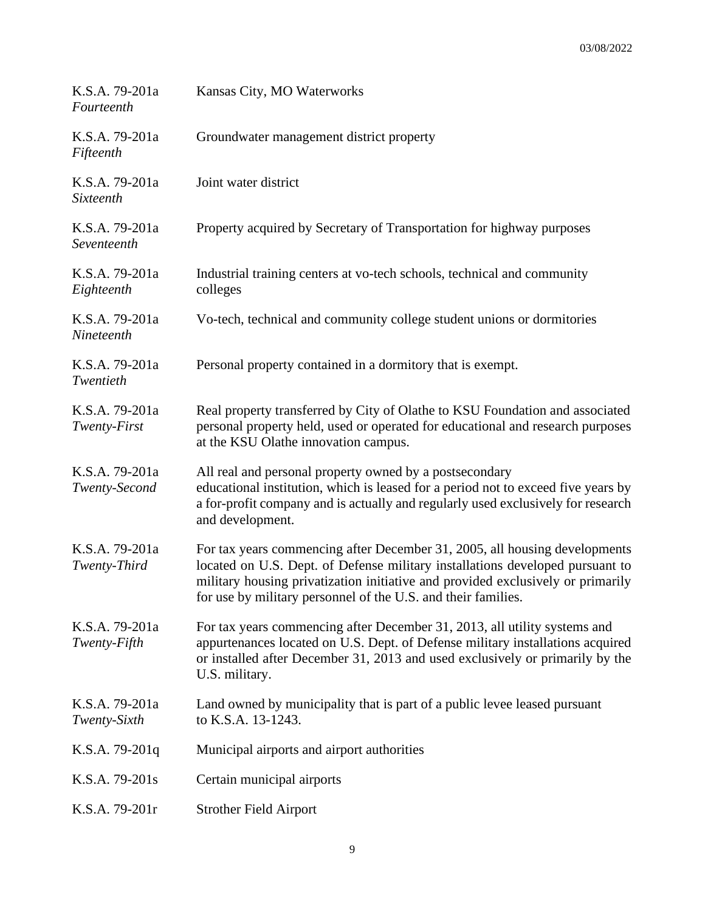| | |
|---|---|
| K.S.A. 79-201a *Fourteenth* | Kansas City, MO Waterworks |
| K.S.A. 79-201a *Fifteenth* | Groundwater management district property |
| K.S.A. 79-201a *Sixteenth* | Joint water district |
| K.S.A. 79-201a *Seventeenth* | Property acquired by Secretary of Transportation for highway purposes |
| K.S.A. 79-201a *Eighteenth* | Industrial training centers at vo-tech schools, technical and community colleges |
| K.S.A. 79-201a *Nineteenth* | Vo-tech, technical and community college student unions or dormitories |
| K.S.A. 79-201a *Twentieth* | Personal property contained in a dormitory that is exempt. |
| K.S.A. 79-201a *Twenty-First* | Real property transferred by City of Olathe to KSU Foundation and associated personal property held, used or operated for educational and research purposes at the KSU Olathe innovation campus. |
| K.S.A. 79-201a *Twenty-Second* | All real and personal property owned by a postsecondary educational institution, which is leased for a period not to exceed five years by a for-profit company and is actually and regularly used exclusively for research and development. |
| K.S.A. 79-201a *Twenty-Third* | For tax years commencing after December 31, 2005, all housing developments located on U.S. Dept. of Defense military installations developed pursuant to military housing privatization initiative and provided exclusively or primarily for use by military personnel of the U.S. and their families. |
| K.S.A. 79-201a *Twenty-Fifth* | For tax years commencing after December 31, 2013, all utility systems and appurtenances located on U.S. Dept. of Defense military installations acquired or installed after December 31, 2013 and used exclusively or primarily by the U.S. military. |
| K.S.A. 79-201a *Twenty-Sixth* | Land owned by municipality that is part of a public levee leased pursuant to K.S.A. 13-1243. |
| K.S.A. 79-201q | Municipal airports and airport authorities |
| K.S.A. 79-201s | Certain municipal airports |
| K.S.A. 79-201r | Strother Field Airport |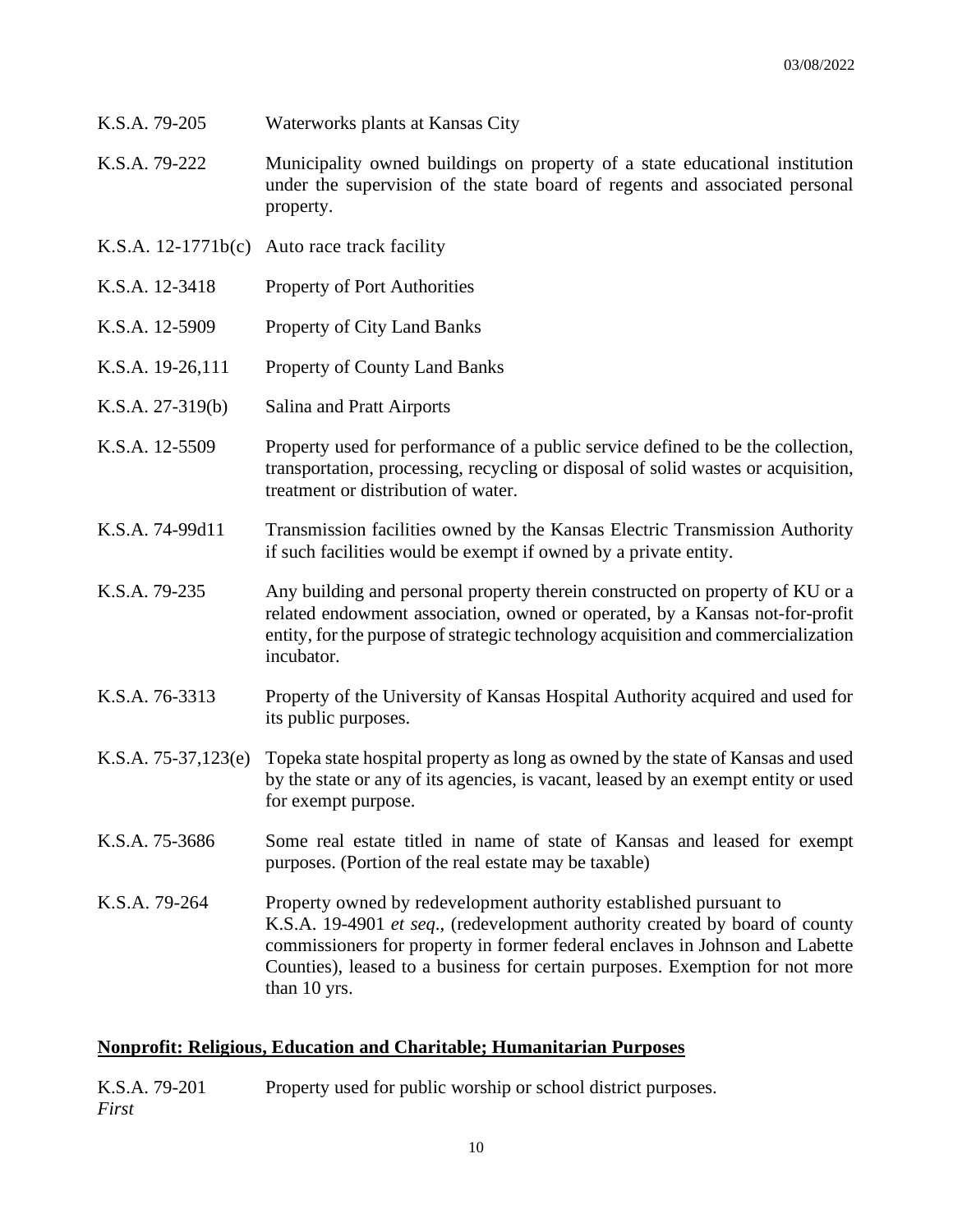| | |
|---|---|
| K.S.A. 79-205 | Waterworks plants at Kansas City |
| K.S.A. 79-222 | Municipality owned buildings on property of a state educational institution under the supervision of the state board of regents and associated personal property. |
| K.S.A. 12-1771b(c) | Auto race track facility |
| K.S.A. 12-3418 | Property of Port Authorities |
| K.S.A. 12-5909 | Property of City Land Banks |
| K.S.A. 19-26,111 | Property of County Land Banks |
| K.S.A. 27-319(b) | Salina and Pratt Airports |
| K.S.A. 12-5509 | Property used for performance of a public service defined to be the collection, transportation, processing, recycling or disposal of solid wastes or acquisition, treatment or distribution of water. |
| K.S.A. 74-99d11 | Transmission facilities owned by the Kansas Electric Transmission Authority if such facilities would be exempt if owned by a private entity. |
| K.S.A. 79-235 | Any building and personal property therein constructed on property of KU or a related endowment association, owned or operated, by a Kansas not-for-profit entity, for the purpose of strategic technology acquisition and commercialization incubator. |
| K.S.A. 76-3313 | Property of the University of Kansas Hospital Authority acquired and used for its public purposes. |
| K.S.A. 75-37,123(e) | Topeka state hospital property as long as owned by the state of Kansas and used by the state or any of its agencies, is vacant, leased by an exempt entity or used for exempt purpose. |
| K.S.A. 75-3686 | Some real estate titled in name of state of Kansas and leased for exempt purposes. (Portion of the real estate may be taxable) |
| K.S.A. 79-264 | Property owned by redevelopment authority established pursuant to K.S.A. 19-4901 *et seq*., (redevelopment authority created by board of county commissioners for property in former federal enclaves in Johnson and Labette Counties), leased to a business for certain purposes. Exemption for not more than 10 yrs. |

## **Nonprofit: Religious, Education and Charitable; Humanitarian Purposes**

| | |
|---|---|
| K.S.A. 79-201 *First* | Property used for public worship or school district purposes. |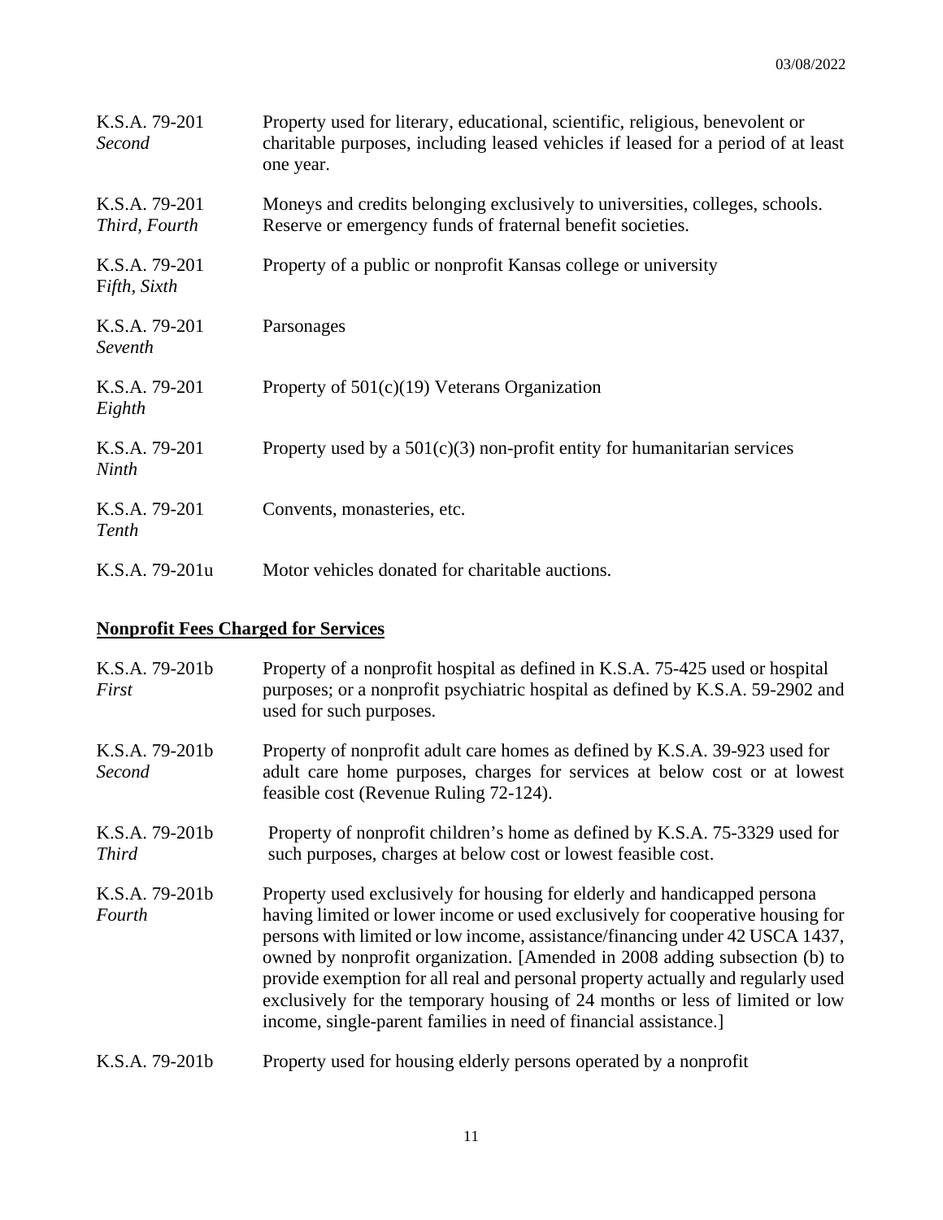| | |
|---|---|
| K.S.A. 79-201 *Second* | Property used for literary, educational, scientific, religious, benevolent or charitable purposes, including leased vehicles if leased for a period of at least one year. |
| K.S.A. 79-201 *Third, Fourth* | Moneys and credits belonging exclusively to universities, colleges, schools. Reserve or emergency funds of fraternal benefit societies. |
| K.S.A. 79-201 *Fifth, Sixth* | Property of a public or nonprofit Kansas college or university |
| K.S.A. 79-201 *Seventh* | Parsonages |
| K.S.A. 79-201 *Eighth* | Property of 501(c)(19) Veterans Organization |
| K.S.A. 79-201 *Ninth* | Property used by a 501(c)(3) non-profit entity for humanitarian services |
| K.S.A. 79-201 *Tenth* | Convents, monasteries, etc. |
| K.S.A. 79-201u | Motor vehicles donated for charitable auctions. |

## **Nonprofit Fees Charged for Services**

| | |
|---|---|
| K.S.A. 79-201b *First* | Property of a nonprofit hospital as defined in K.S.A. 75-425 used or hospital purposes; or a nonprofit psychiatric hospital as defined by K.S.A. 59-2902 and used for such purposes. |
| K.S.A. 79-201b *Second* | Property of nonprofit adult care homes as defined by K.S.A. 39-923 used for adult care home purposes, charges for services at below cost or at lowest feasible cost (Revenue Ruling 72-124). |
| K.S.A. 79-201b *Third* | Property of nonprofit children's home as defined by K.S.A. 75-3329 used for such purposes, charges at below cost or lowest feasible cost. |
| K.S.A. 79-201b *Fourth* | Property used exclusively for housing for elderly and handicapped persona having limited or lower income or used exclusively for cooperative housing for persons with limited or low income, assistance/financing under 42 USCA 1437, owned by nonprofit organization. [Amended in 2008 adding subsection (b) to provide exemption for all real and personal property actually and regularly used exclusively for the temporary housing of 24 months or less of limited or low income, single-parent families in need of financial assistance.] |
| K.S.A. 79-201b | Property used for housing elderly persons operated by a nonprofit |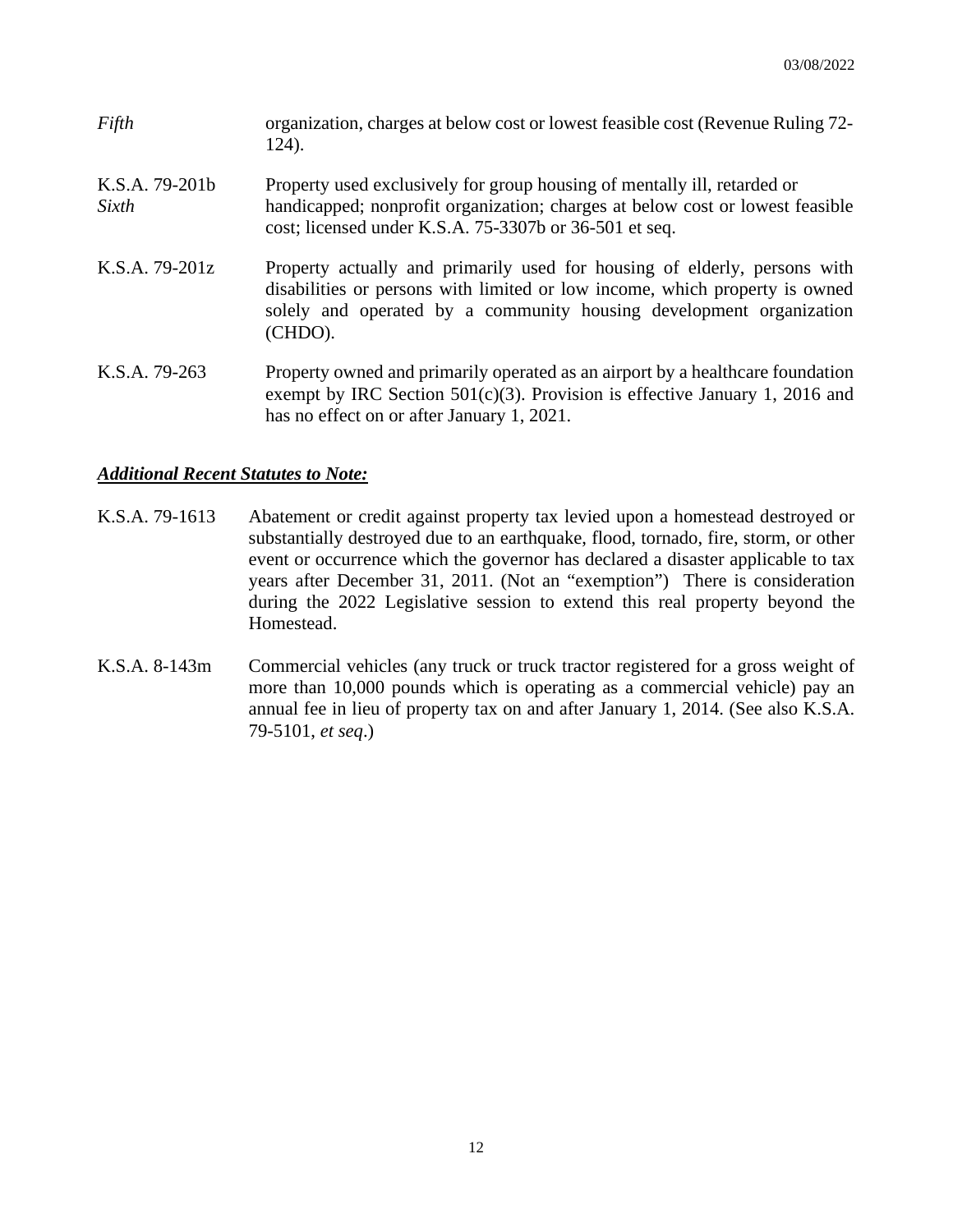*Fifth* organization, charges at below cost or lowest feasible cost (Revenue Ruling 72-124).

K.S.A. 79-201b *Sixth* Property used exclusively for group housing of mentally ill, retarded or handicapped; nonprofit organization; charges at below cost or lowest feasible cost; licensed under K.S.A. 75-3307b or 36-501 et seq.

K.S.A. 79-201z Property actually and primarily used for housing of elderly, persons with disabilities or persons with limited or low income, which property is owned solely and operated by a community housing development organization (CHDO).

K.S.A. 79-263 Property owned and primarily operated as an airport by a healthcare foundation exempt by IRC Section 501(c)(3). Provision is effective January 1, 2016 and has no effect on or after January 1, 2021.

***Additional Recent Statutes to Note:***

K.S.A. 79-1613 Abatement or credit against property tax levied upon a homestead destroyed or substantially destroyed due to an earthquake, flood, tornado, fire, storm, or other event or occurrence which the governor has declared a disaster applicable to tax years after December 31, 2011. (Not an "exemption") There is consideration during the 2022 Legislative session to extend this real property beyond the Homestead.

K.S.A. 8-143m Commercial vehicles (any truck or truck tractor registered for a gross weight of more than 10,000 pounds which is operating as a commercial vehicle) pay an annual fee in lieu of property tax on and after January 1, 2014. (See also K.S.A. 79-5101, *et seq*.)